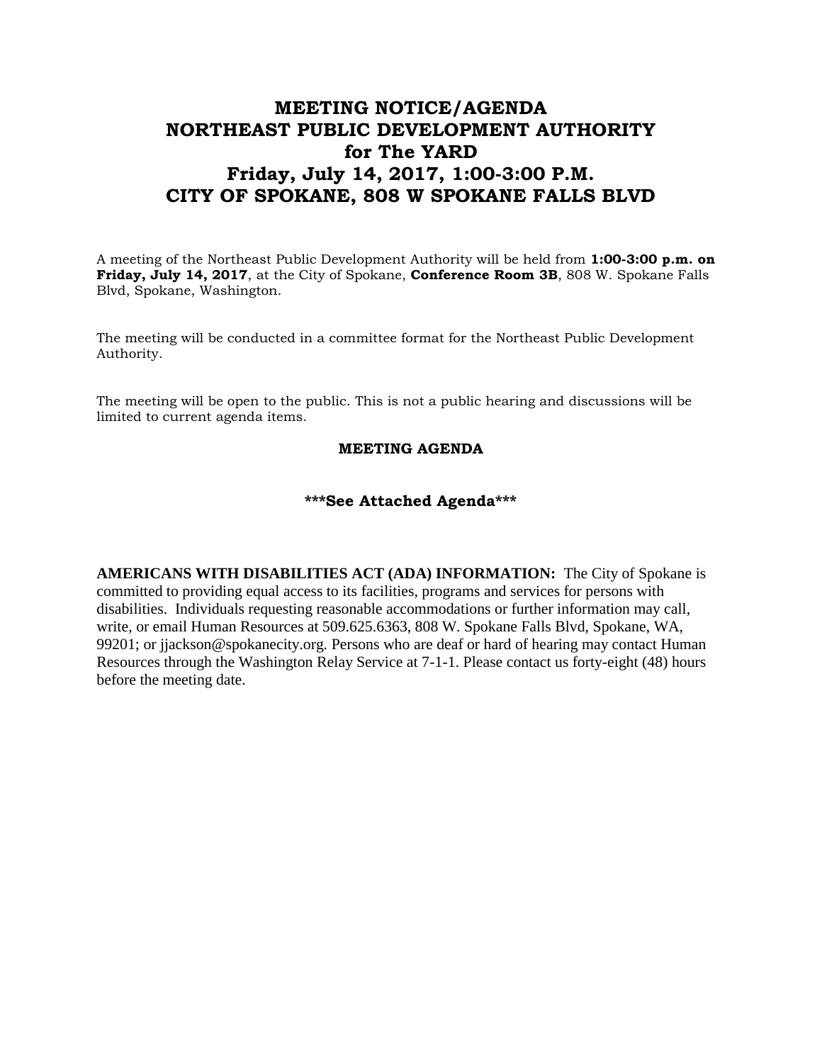# MEETING NOTICE/AGENDA
# NORTHEAST PUBLIC DEVELOPMENT AUTHORITY
# for The YARD
# Friday, July 14, 2017, 1:00-3:00 P.M.
# CITY OF SPOKANE, 808 W SPOKANE FALLS BLVD

A meeting of the Northeast Public Development Authority will be held from **1:00-3:00 p.m. on Friday, July 14, 2017**, at the City of Spokane, **Conference Room 3B**, 808 W. Spokane Falls Blvd, Spokane, Washington.

The meeting will be conducted in a committee format for the Northeast Public Development Authority.

The meeting will be open to the public. This is not a public hearing and discussions will be limited to current agenda items.

**MEETING AGENDA**

**\*\*\*See Attached Agenda\*\*\***

**AMERICANS WITH DISABILITIES ACT (ADA) INFORMATION:** The City of Spokane is committed to providing equal access to its facilities, programs and services for persons with disabilities. Individuals requesting reasonable accommodations or further information may call, write, or email Human Resources at 509.625.6363, 808 W. Spokane Falls Blvd, Spokane, WA, 99201; or jjackson@spokanecity.org. Persons who are deaf or hard of hearing may contact Human Resources through the Washington Relay Service at 7-1-1. Please contact us forty-eight (48) hours before the meeting date.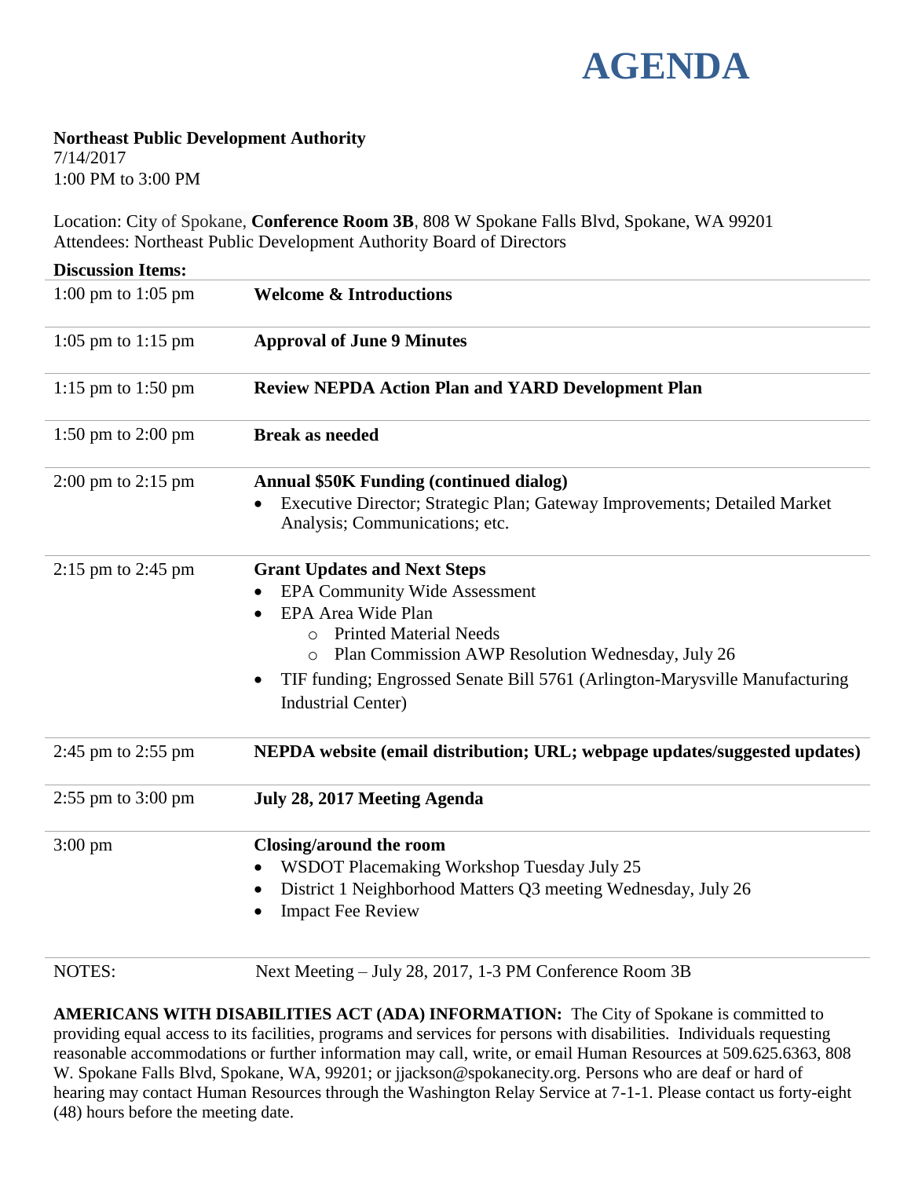# AGENDA

**Northeast Public Development Authority**
7/14/2017
1:00 PM to 3:00 PM

Location: City of Spokane, **Conference Room 3B**, 808 W Spokane Falls Blvd, Spokane, WA 99201
Attendees: Northeast Public Development Authority Board of Directors

**Discussion Items:**

| | |
|---|---|
| 1:00 pm to 1:05 pm | **Welcome & Introductions** |
| 1:05 pm to 1:15 pm | **Approval of June 9 Minutes** |
| 1:15 pm to 1:50 pm | **Review NEPDA Action Plan and YARD Development Plan** |
| 1:50 pm to 2:00 pm | **Break as needed** |
| 2:00 pm to 2:15 pm | **Annual $50K Funding (continued dialog)**<br>• Executive Director; Strategic Plan; Gateway Improvements; Detailed Market Analysis; Communications; etc. |
| 2:15 pm to 2:45 pm | **Grant Updates and Next Steps**<br>• EPA Community Wide Assessment<br>• EPA Area Wide Plan<br>  ○ Printed Material Needs<br>  ○ Plan Commission AWP Resolution Wednesday, July 26<br>• TIF funding; Engrossed Senate Bill 5761 (Arlington-Marysville Manufacturing Industrial Center) |
| 2:45 pm to 2:55 pm | **NEPDA website (email distribution; URL; webpage updates/suggested updates)** |
| 2:55 pm to 3:00 pm | **July 28, 2017 Meeting Agenda** |
| 3:00 pm | **Closing/around the room**<br>• WSDOT Placemaking Workshop Tuesday July 25<br>• District 1 Neighborhood Matters Q3 meeting Wednesday, July 26<br>• Impact Fee Review |
| NOTES: | Next Meeting – July 28, 2017, 1-3 PM Conference Room 3B |

**AMERICANS WITH DISABILITIES ACT (ADA) INFORMATION:** The City of Spokane is committed to providing equal access to its facilities, programs and services for persons with disabilities. Individuals requesting reasonable accommodations or further information may call, write, or email Human Resources at 509.625.6363, 808 W. Spokane Falls Blvd, Spokane, WA, 99201; or jjackson@spokanecity.org. Persons who are deaf or hard of hearing may contact Human Resources through the Washington Relay Service at 7-1-1. Please contact us forty-eight (48) hours before the meeting date.